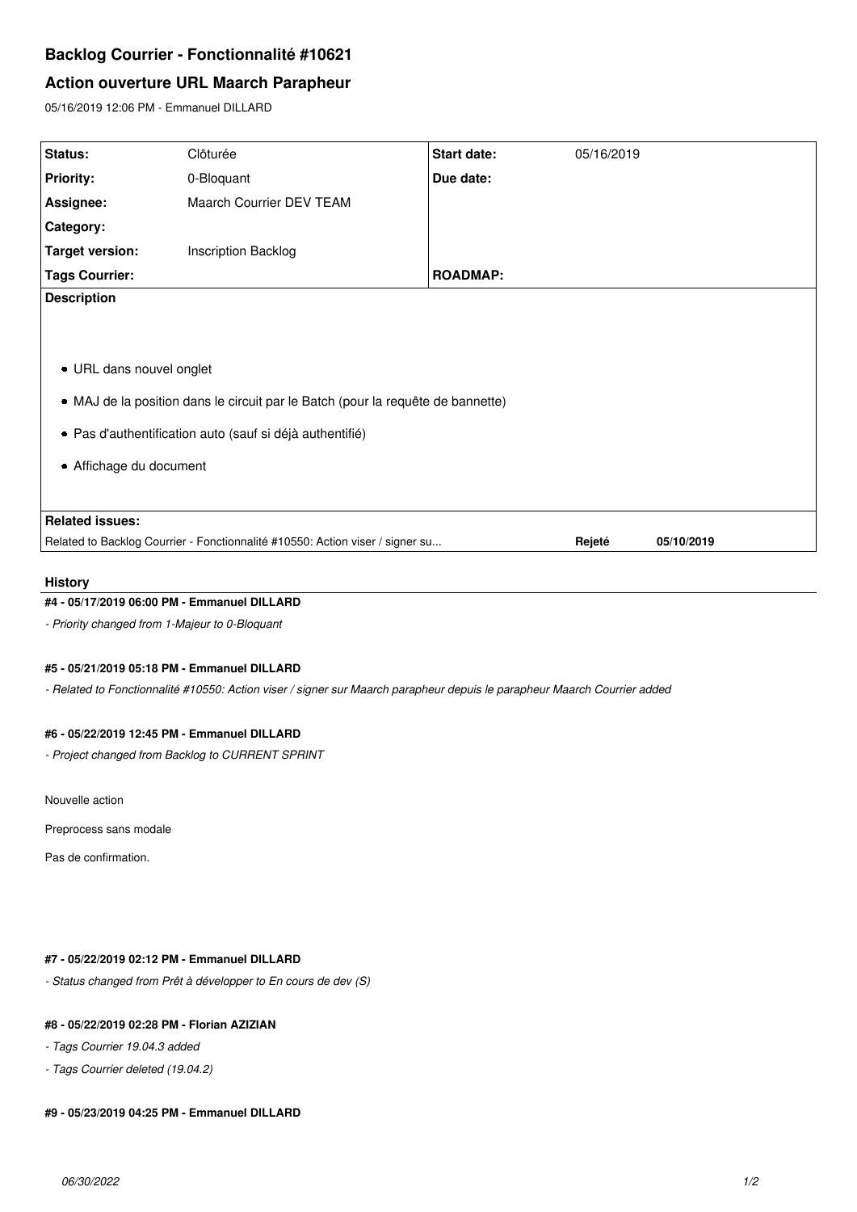# Backlog Courrier - Fonctionnalité #10621

## Action ouverture URL Maarch Parapheur

05/16/2019 12:06 PM - Emmanuel DILLARD

| Status: | Clôturée | Start date: | 05/16/2019 |
|---|---|---|---|
| Priority: | 0-Bloquant | Due date: | |
| Assignee: | Maarch Courrier DEV TEAM | | |
| Category: | | | |
| Target version: | Inscription Backlog | | |
| Tags Courrier: | | ROADMAP: | |

**Description**

- URL dans nouvel onglet
- MAJ de la position dans le circuit par le Batch (pour la requête de bannette)
- Pas d'authentification auto (sauf si déjà authentifié)
- Affichage du document

**Related issues:**

| | | |
|---|---|---|
| Related to Backlog Courrier - Fonctionnalité #10550: Action viser / signer su... | Rejeté | 05/10/2019 |

### History

#### #4 - 05/17/2019 06:00 PM - Emmanuel DILLARD

*- Priority changed from 1-Majeur to 0-Bloquant*

#### #5 - 05/21/2019 05:18 PM - Emmanuel DILLARD

*- Related to Fonctionnalité #10550: Action viser / signer sur Maarch parapheur depuis le parapheur Maarch Courrier added*

#### #6 - 05/22/2019 12:45 PM - Emmanuel DILLARD

*- Project changed from Backlog to CURRENT SPRINT*

Nouvelle action

Preprocess sans modale

Pas de confirmation.

#### #7 - 05/22/2019 02:12 PM - Emmanuel DILLARD

*- Status changed from Prêt à développer to En cours de dev (S)*

#### #8 - 05/22/2019 02:28 PM - Florian AZIZIAN

*- Tags Courrier 19.04.3 added*

*- Tags Courrier deleted (19.04.2)*

#### #9 - 05/23/2019 04:25 PM - Emmanuel DILLARD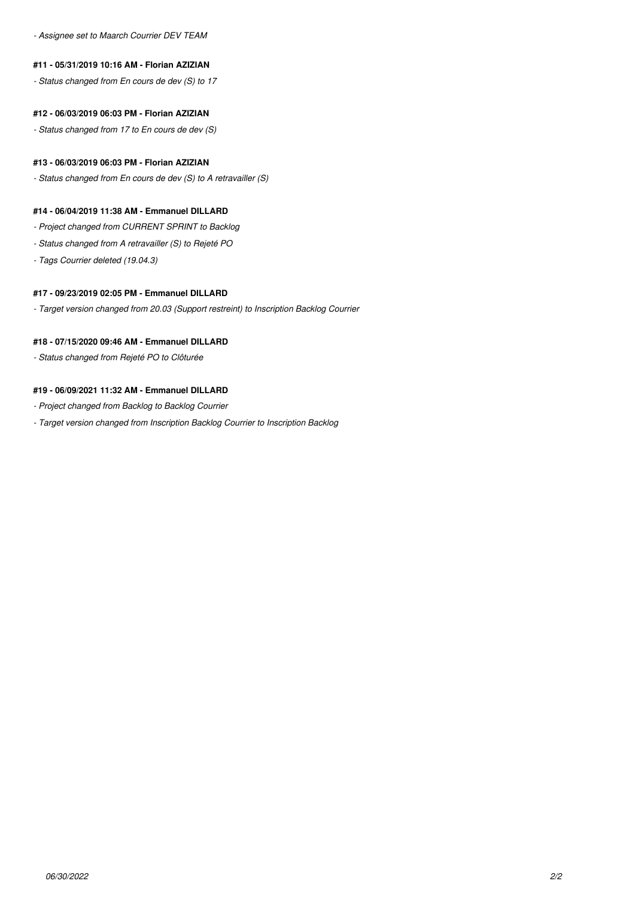*- Assignee set to Maarch Courrier DEV TEAM*

#### #11 - 05/31/2019 10:16 AM - Florian AZIZIAN

*- Status changed from En cours de dev (S) to 17*

#### #12 - 06/03/2019 06:03 PM - Florian AZIZIAN

*- Status changed from 17 to En cours de dev (S)*

#### #13 - 06/03/2019 06:03 PM - Florian AZIZIAN

*- Status changed from En cours de dev (S) to A retravailler (S)*

#### #14 - 06/04/2019 11:38 AM - Emmanuel DILLARD

*- Project changed from CURRENT SPRINT to Backlog*

*- Status changed from A retravailler (S) to Rejeté PO*

*- Tags Courrier deleted (19.04.3)*

#### #17 - 09/23/2019 02:05 PM - Emmanuel DILLARD

*- Target version changed from 20.03 (Support restreint) to Inscription Backlog Courrier*

#### #18 - 07/15/2020 09:46 AM - Emmanuel DILLARD

*- Status changed from Rejeté PO to Clôturée*

#### #19 - 06/09/2021 11:32 AM - Emmanuel DILLARD

*- Project changed from Backlog to Backlog Courrier*

*- Target version changed from Inscription Backlog Courrier to Inscription Backlog*